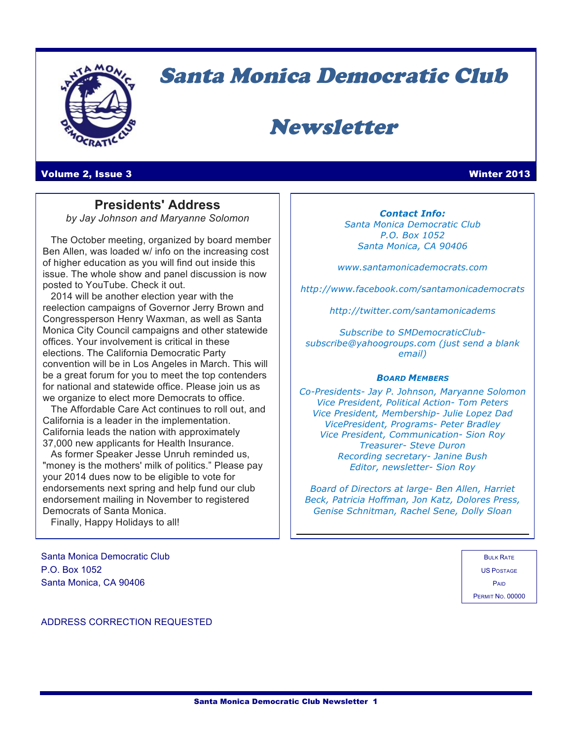# Santa Monica Democratic Club

# Newsletter

**Volume 2, Issue 3** **Winter 2013**

## Presidents' Address

*by Jay Johnson and Maryanne Solomon*

The October meeting, organized by board member Ben Allen, was loaded w/ info on the increasing cost of higher education as you will find out inside this issue. The whole show and panel discussion is now posted to YouTube. Check it out.

2014 will be another election year with the reelection campaigns of Governor Jerry Brown and Congressperson Henry Waxman, as well as Santa Monica City Council campaigns and other statewide offices. Your involvement is critical in these elections. The California Democratic Party convention will be in Los Angeles in March. This will be a great forum for you to meet the top contenders for national and statewide office. Please join us as we organize to elect more Democrats to office.

The Affordable Care Act continues to roll out, and California is a leader in the implementation. California leads the nation with approximately 37,000 new applicants for Health Insurance.

As former Speaker Jesse Unruh reminded us, "money is the mothers' milk of politics." Please pay your 2014 dues now to be eligible to vote for endorsements next spring and help fund our club endorsement mailing in November to registered Democrats of Santa Monica.

Finally, Happy Holidays to all!

***Contact Info:***

*Santa Monica Democratic Club*
*P.O. Box 1052*
*Santa Monica, CA 90406*

*www.santamonicademocrats.com*

*http://www.facebook.com/santamonicademocrats*

*http://twitter.com/santamonicadems*

*Subscribe to SMDemocraticClub-subscribe@yahoogroups.com (just send a blank email)*

***Board Members***

*Co-Presidents- Jay P. Johnson, Maryanne Solomon*
*Vice President, Political Action- Tom Peters*
*Vice President, Membership- Julie Lopez Dad*
*VicePresident, Programs- Peter Bradley*
*Vice President, Communication- Sion Roy*
*Treasurer- Steve Duron*
*Recording secretary- Janine Bush*
*Editor, newsletter- Sion Roy*

*Board of Directors at large- Ben Allen, Harriet Beck, Patricia Hoffman, Jon Katz, Dolores Press, Genise Schnitman, Rachel Sene, Dolly Sloan*

Santa Monica Democratic Club
P.O. Box 1052
Santa Monica, CA 90406

ADDRESS CORRECTION REQUESTED

BULK RATE
US POSTAGE
PAID
PERMIT NO. 00000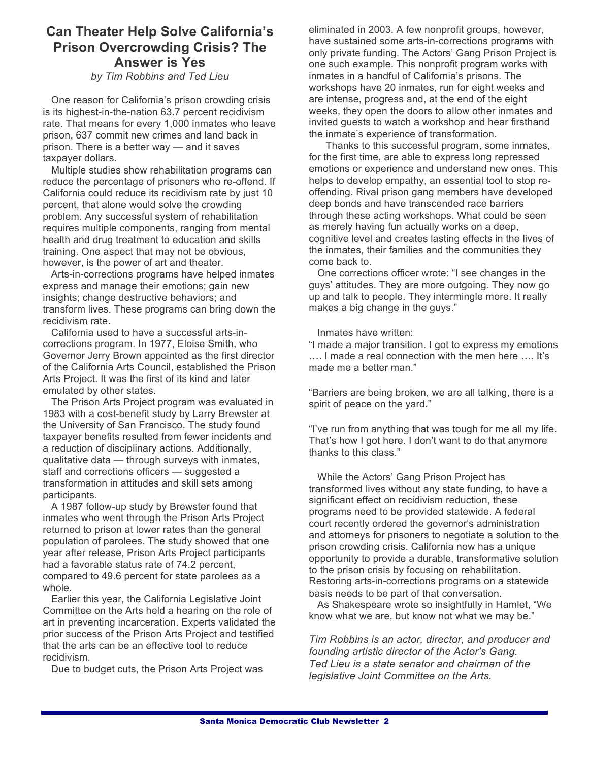# Can Theater Help Solve California's Prison Overcrowding Crisis? The Answer is Yes

*by Tim Robbins and Ted Lieu*

One reason for California's prison crowding crisis is its highest-in-the-nation 63.7 percent recidivism rate. That means for every 1,000 inmates who leave prison, 637 commit new crimes and land back in prison. There is a better way — and it saves taxpayer dollars.

Multiple studies show rehabilitation programs can reduce the percentage of prisoners who re-offend. If California could reduce its recidivism rate by just 10 percent, that alone would solve the crowding problem. Any successful system of rehabilitation requires multiple components, ranging from mental health and drug treatment to education and skills training. One aspect that may not be obvious, however, is the power of art and theater.

Arts-in-corrections programs have helped inmates express and manage their emotions; gain new insights; change destructive behaviors; and transform lives. These programs can bring down the recidivism rate.

California used to have a successful arts-in-corrections program. In 1977, Eloise Smith, who Governor Jerry Brown appointed as the first director of the California Arts Council, established the Prison Arts Project. It was the first of its kind and later emulated by other states.

The Prison Arts Project program was evaluated in 1983 with a cost-benefit study by Larry Brewster at the University of San Francisco. The study found taxpayer benefits resulted from fewer incidents and a reduction of disciplinary actions. Additionally, qualitative data — through surveys with inmates, staff and corrections officers — suggested a transformation in attitudes and skill sets among participants.

A 1987 follow-up study by Brewster found that inmates who went through the Prison Arts Project returned to prison at lower rates than the general population of parolees. The study showed that one year after release, Prison Arts Project participants had a favorable status rate of 74.2 percent, compared to 49.6 percent for state parolees as a whole.

Earlier this year, the California Legislative Joint Committee on the Arts held a hearing on the role of art in preventing incarceration. Experts validated the prior success of the Prison Arts Project and testified that the arts can be an effective tool to reduce recidivism.

Due to budget cuts, the Prison Arts Project was eliminated in 2003. A few nonprofit groups, however, have sustained some arts-in-corrections programs with only private funding. The Actors' Gang Prison Project is one such example. This nonprofit program works with inmates in a handful of California's prisons. The workshops have 20 inmates, run for eight weeks and are intense, progress and, at the end of the eight weeks, they open the doors to allow other inmates and invited guests to watch a workshop and hear firsthand the inmate's experience of transformation.

Thanks to this successful program, some inmates, for the first time, are able to express long repressed emotions or experience and understand new ones. This helps to develop empathy, an essential tool to stop re-offending. Rival prison gang members have developed deep bonds and have transcended race barriers through these acting workshops. What could be seen as merely having fun actually works on a deep, cognitive level and creates lasting effects in the lives of the inmates, their families and the communities they come back to.

One corrections officer wrote: "I see changes in the guys' attitudes. They are more outgoing. They now go up and talk to people. They intermingle more. It really makes a big change in the guys."

Inmates have written:

"I made a major transition. I got to express my emotions …. I made a real connection with the men here …. It's made me a better man."

"Barriers are being broken, we are all talking, there is a spirit of peace on the yard."

"I've run from anything that was tough for me all my life. That's how I got here. I don't want to do that anymore thanks to this class."

While the Actors' Gang Prison Project has transformed lives without any state funding, to have a significant effect on recidivism reduction, these programs need to be provided statewide. A federal court recently ordered the governor's administration and attorneys for prisoners to negotiate a solution to the prison crowding crisis. California now has a unique opportunity to provide a durable, transformative solution to the prison crisis by focusing on rehabilitation. Restoring arts-in-corrections programs on a statewide basis needs to be part of that conversation.

As Shakespeare wrote so insightfully in Hamlet, "We know what we are, but know not what we may be."

*Tim Robbins is an actor, director, and producer and founding artistic director of the Actor's Gang.*
*Ted Lieu is a state senator and chairman of the legislative Joint Committee on the Arts.*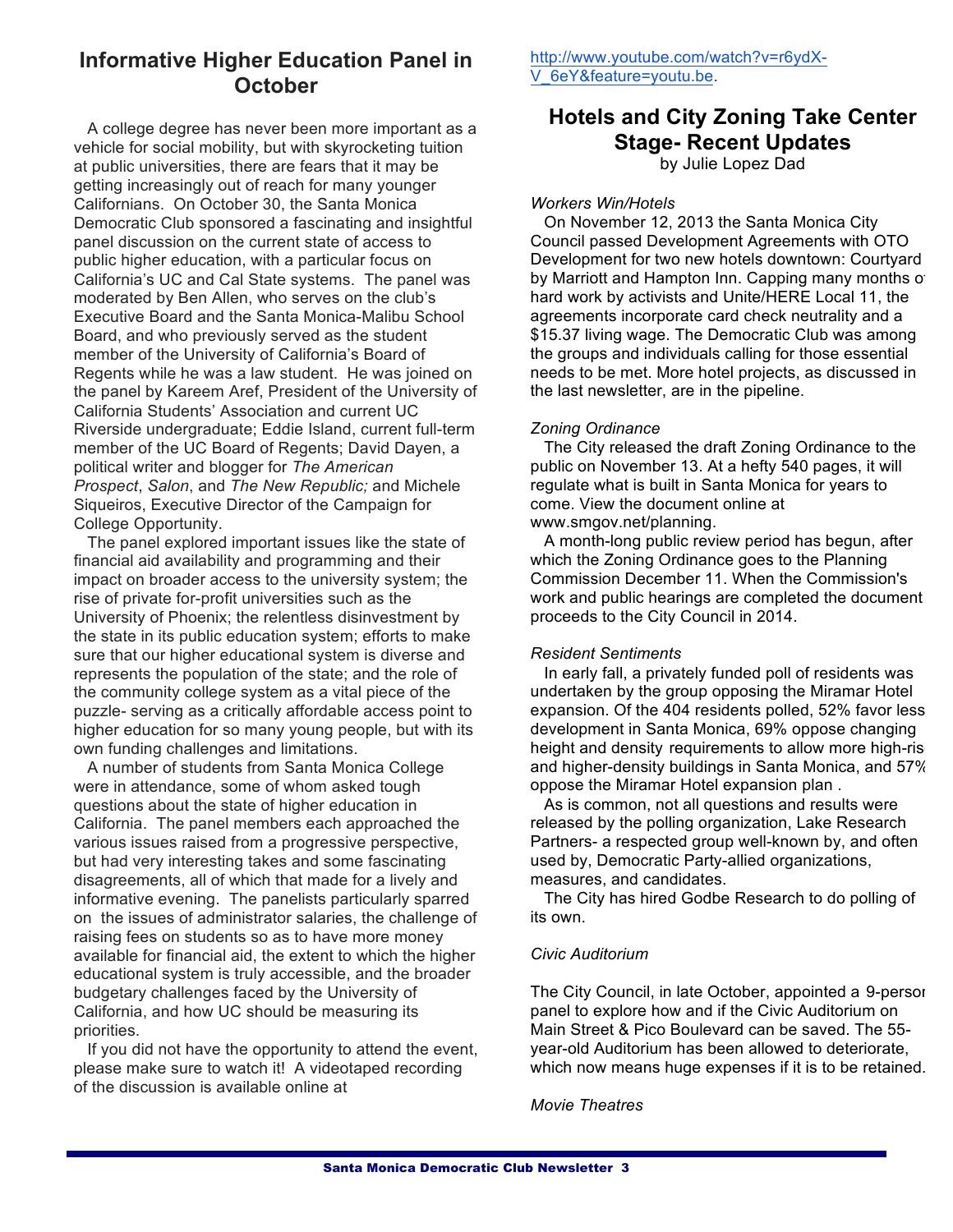## Informative Higher Education Panel in October

A college degree has never been more important as a vehicle for social mobility, but with skyrocketing tuition at public universities, there are fears that it may be getting increasingly out of reach for many younger Californians. On October 30, the Santa Monica Democratic Club sponsored a fascinating and insightful panel discussion on the current state of access to public higher education, with a particular focus on California's UC and Cal State systems. The panel was moderated by Ben Allen, who serves on the club's Executive Board and the Santa Monica-Malibu School Board, and who previously served as the student member of the University of California's Board of Regents while he was a law student. He was joined on the panel by Kareem Aref, President of the University of California Students' Association and current UC Riverside undergraduate; Eddie Island, current full-term member of the UC Board of Regents; David Dayen, a political writer and blogger for *The American Prospect*, *Salon*, and *The New Republic;* and Michele Siqueiros, Executive Director of the Campaign for College Opportunity.

The panel explored important issues like the state of financial aid availability and programming and their impact on broader access to the university system; the rise of private for-profit universities such as the University of Phoenix; the relentless disinvestment by the state in its public education system; efforts to make sure that our higher educational system is diverse and represents the population of the state; and the role of the community college system as a vital piece of the puzzle- serving as a critically affordable access point to higher education for so many young people, but with its own funding challenges and limitations.

A number of students from Santa Monica College were in attendance, some of whom asked tough questions about the state of higher education in California. The panel members each approached the various issues raised from a progressive perspective, but had very interesting takes and some fascinating disagreements, all of which that made for a lively and informative evening. The panelists particularly sparred on the issues of administrator salaries, the challenge of raising fees on students so as to have more money available for financial aid, the extent to which the higher educational system is truly accessible, and the broader budgetary challenges faced by the University of California, and how UC should be measuring its priorities.

If you did not have the opportunity to attend the event, please make sure to watch it! A videotaped recording of the discussion is available online at http://www.youtube.com/watch?v=r6ydX-V_6eY&feature=youtu.be.

## Hotels and City Zoning Take Center Stage- Recent Updates

by Julie Lopez Dad

*Workers Win/Hotels*

On November 12, 2013 the Santa Monica City Council passed Development Agreements with OTO Development for two new hotels downtown: Courtyard by Marriott and Hampton Inn. Capping many months of hard work by activists and Unite/HERE Local 11, the agreements incorporate card check neutrality and a $15.37 living wage. The Democratic Club was among the groups and individuals calling for those essential needs to be met. More hotel projects, as discussed in the last newsletter, are in the pipeline.

*Zoning Ordinance*

The City released the draft Zoning Ordinance to the public on November 13. At a hefty 540 pages, it will regulate what is built in Santa Monica for years to come. View the document online at www.smgov.net/planning.

A month-long public review period has begun, after which the Zoning Ordinance goes to the Planning Commission December 11. When the Commission's work and public hearings are completed the document proceeds to the City Council in 2014.

*Resident Sentiments*

In early fall, a privately funded poll of residents was undertaken by the group opposing the Miramar Hotel expansion. Of the 404 residents polled, 52% favor less development in Santa Monica, 69% oppose changing height and density requirements to allow more high-rise and higher-density buildings in Santa Monica, and 57% oppose the Miramar Hotel expansion plan .

As is common, not all questions and results were released by the polling organization, Lake Research Partners- a respected group well-known by, and often used by, Democratic Party-allied organizations, measures, and candidates.

The City has hired Godbe Research to do polling of its own.

*Civic Auditorium*

The City Council, in late October, appointed a 9-person panel to explore how and if the Civic Auditorium on Main Street & Pico Boulevard can be saved. The 55-year-old Auditorium has been allowed to deteriorate, which now means huge expenses if it is to be retained.

*Movie Theatres*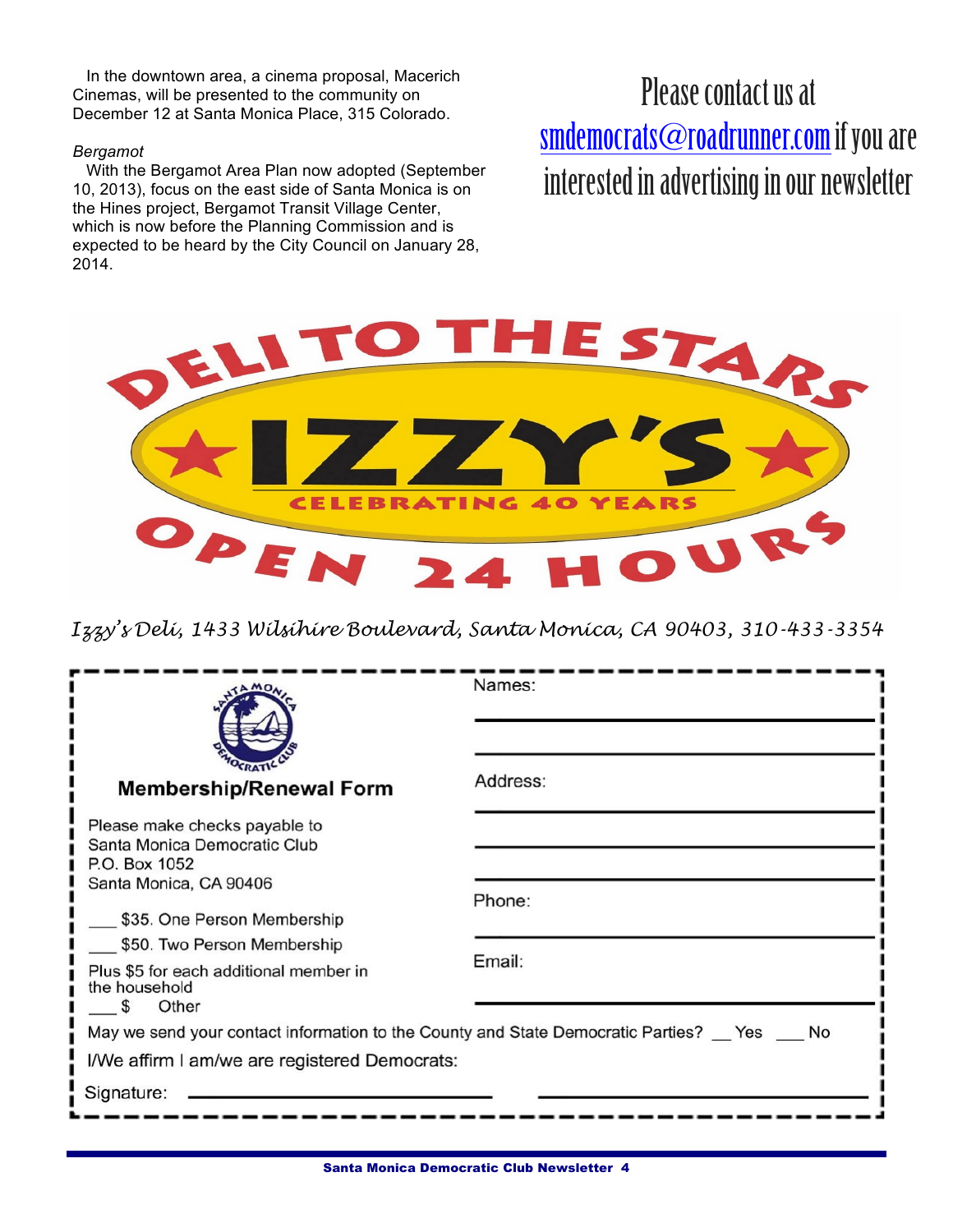In the downtown area, a cinema proposal, Macerich Cinemas, will be presented to the community on December 12 at Santa Monica Place, 315 Colorado.

*Bergamot*

With the Bergamot Area Plan now adopted (September 10, 2013), focus on the east side of Santa Monica is on the Hines project, Bergamot Transit Village Center, which is now before the Planning Commission and is expected to be heard by the City Council on January 28, 2014.

Please contact us at smdemocrats@roadrunner.com if you are interested in advertising in our newsletter

DELI TO THE STARS

IZZY'S

CELEBRATING 40 YEARS

OPEN 24 HOURS

*Izzy's Deli, 1433 Wilsihire Boulevard, Santa Monica, CA 90403, 310-433-3354*

SANTA MONICA DEMOCRATIC CLUB

**Membership/Renewal Form**

Please make checks payable to
Santa Monica Democratic Club
P.O. Box 1052
Santa Monica, CA 90406

___ $35. One Person Membership

___ $50. Two Person Membership

Plus $5 for each additional member in the household

___ $ Other

Names: ______________________

______________________

Address: ______________________

______________________

______________________

Phone: ______________________

Email: ______________________

May we send your contact information to the County and State Democratic Parties? __ Yes ___ No

I/We affirm I am/we are registered Democrats:

Signature: ______________________ ______________________